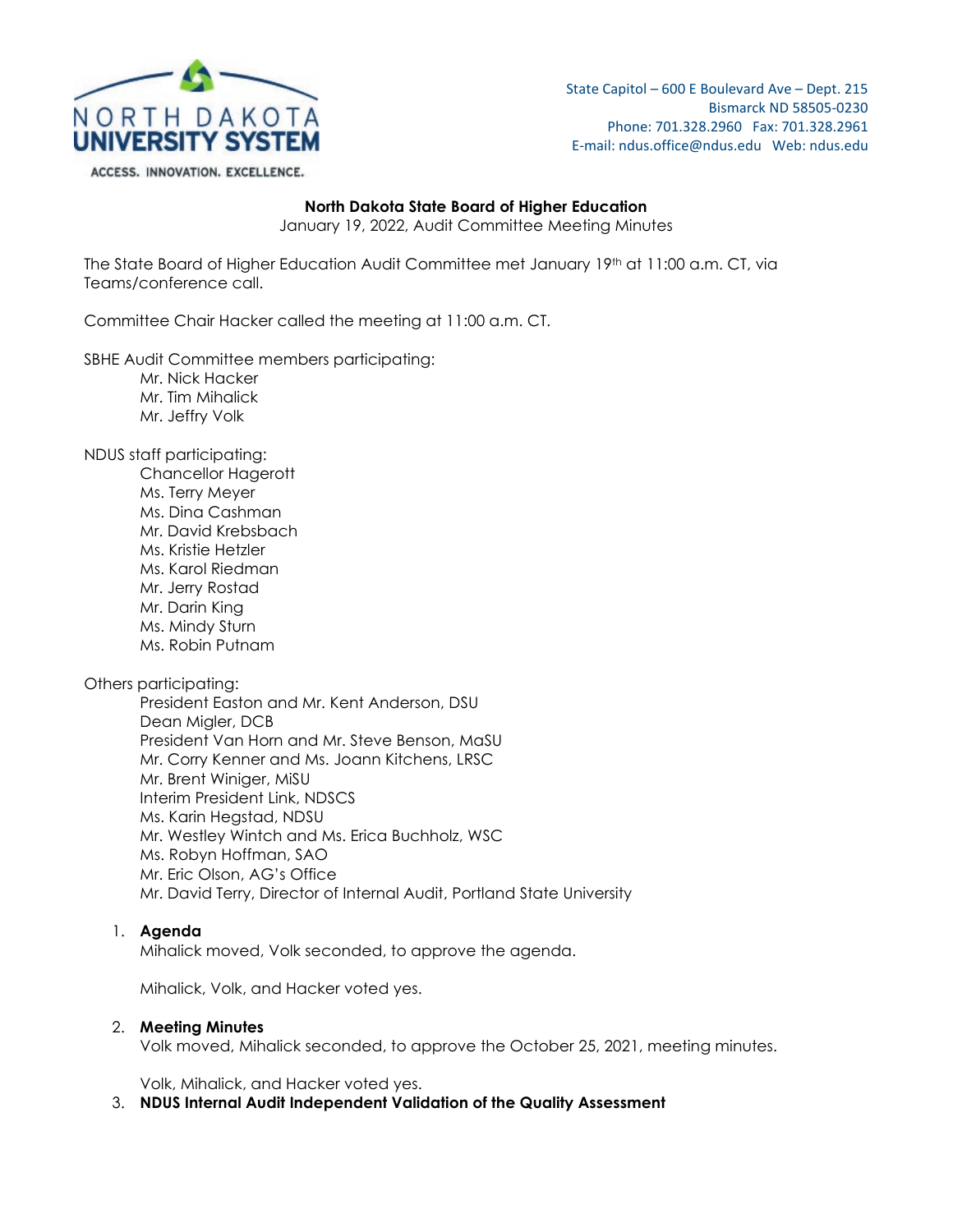NORTH DAKOTA UNIVERSITY SYSTEM

ACCESS. INNOVATION. EXCELLENCE.

State Capitol – 600 E Boulevard Ave – Dept. 215
Bismarck ND 58505-0230
Phone: 701.328.2960 Fax: 701.328.2961
E-mail: ndus.office@ndus.edu Web: ndus.edu

**North Dakota State Board of Higher Education**
January 19, 2022, Audit Committee Meeting Minutes

The State Board of Higher Education Audit Committee met January 19th at 11:00 a.m. CT, via Teams/conference call.

Committee Chair Hacker called the meeting at 11:00 a.m. CT.

SBHE Audit Committee members participating:

- Mr. Nick Hacker
- Mr. Tim Mihalick
- Mr. Jeffry Volk

NDUS staff participating:

- Chancellor Hagerott
- Ms. Terry Meyer
- Ms. Dina Cashman
- Mr. David Krebsbach
- Ms. Kristie Hetzler
- Ms. Karol Riedman
- Mr. Jerry Rostad
- Mr. Darin King
- Ms. Mindy Sturn
- Ms. Robin Putnam

Others participating:

- President Easton and Mr. Kent Anderson, DSU
- Dean Migler, DCB
- President Van Horn and Mr. Steve Benson, MaSU
- Mr. Corry Kenner and Ms. Joann Kitchens, LRSC
- Mr. Brent Winiger, MiSU
- Interim President Link, NDSCS
- Ms. Karin Hegstad, NDSU
- Mr. Westley Wintch and Ms. Erica Buchholz, WSC
- Ms. Robyn Hoffman, SAO
- Mr. Eric Olson, AG's Office
- Mr. David Terry, Director of Internal Audit, Portland State University

1. **Agenda**
   Mihalick moved, Volk seconded, to approve the agenda.

   Mihalick, Volk, and Hacker voted yes.

2. **Meeting Minutes**
   Volk moved, Mihalick seconded, to approve the October 25, 2021, meeting minutes.

   Volk, Mihalick, and Hacker voted yes.

3. **NDUS Internal Audit Independent Validation of the Quality Assessment**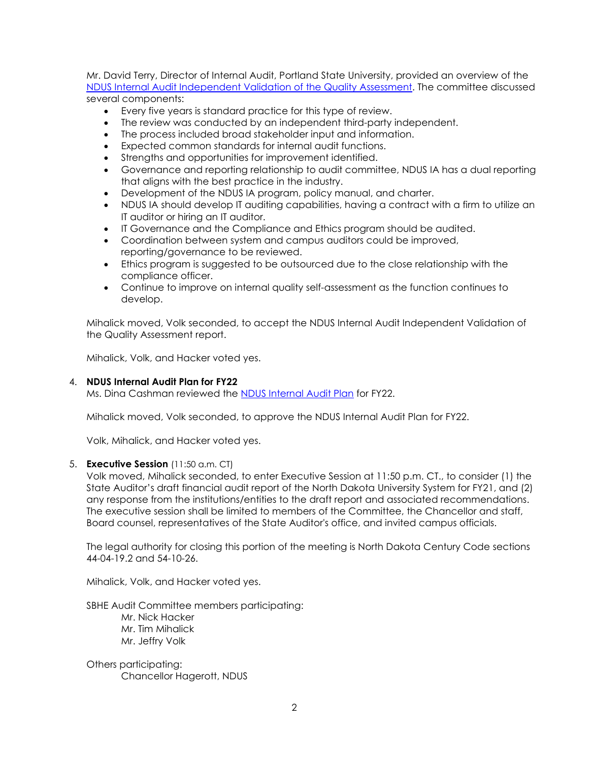Mr. David Terry, Director of Internal Audit, Portland State University, provided an overview of the NDUS Internal Audit Independent Validation of the Quality Assessment. The committee discussed several components:

- Every five years is standard practice for this type of review.
- The review was conducted by an independent third-party independent.
- The process included broad stakeholder input and information.
- Expected common standards for internal audit functions.
- Strengths and opportunities for improvement identified.
- Governance and reporting relationship to audit committee, NDUS IA has a dual reporting that aligns with the best practice in the industry.
- Development of the NDUS IA program, policy manual, and charter.
- NDUS IA should develop IT auditing capabilities, having a contract with a firm to utilize an IT auditor or hiring an IT auditor.
- IT Governance and the Compliance and Ethics program should be audited.
- Coordination between system and campus auditors could be improved, reporting/governance to be reviewed.
- Ethics program is suggested to be outsourced due to the close relationship with the compliance officer.
- Continue to improve on internal quality self-assessment as the function continues to develop.

Mihalick moved, Volk seconded, to accept the NDUS Internal Audit Independent Validation of the Quality Assessment report.

Mihalick, Volk, and Hacker voted yes.

4. **NDUS Internal Audit Plan for FY22**

   Ms. Dina Cashman reviewed the NDUS Internal Audit Plan for FY22.

   Mihalick moved, Volk seconded, to approve the NDUS Internal Audit Plan for FY22.

   Volk, Mihalick, and Hacker voted yes.

5. **Executive Session** (11:50 a.m. CT)

   Volk moved, Mihalick seconded, to enter Executive Session at 11:50 p.m. CT., to consider (1) the State Auditor's draft financial audit report of the North Dakota University System for FY21, and (2) any response from the institutions/entities to the draft report and associated recommendations. The executive session shall be limited to members of the Committee, the Chancellor and staff, Board counsel, representatives of the State Auditor's office, and invited campus officials.

   The legal authority for closing this portion of the meeting is North Dakota Century Code sections 44-04-19.2 and 54-10-26.

   Mihalick, Volk, and Hacker voted yes.

   SBHE Audit Committee members participating:

   Mr. Nick Hacker
   Mr. Tim Mihalick
   Mr. Jeffry Volk

   Others participating:

   Chancellor Hagerott, NDUS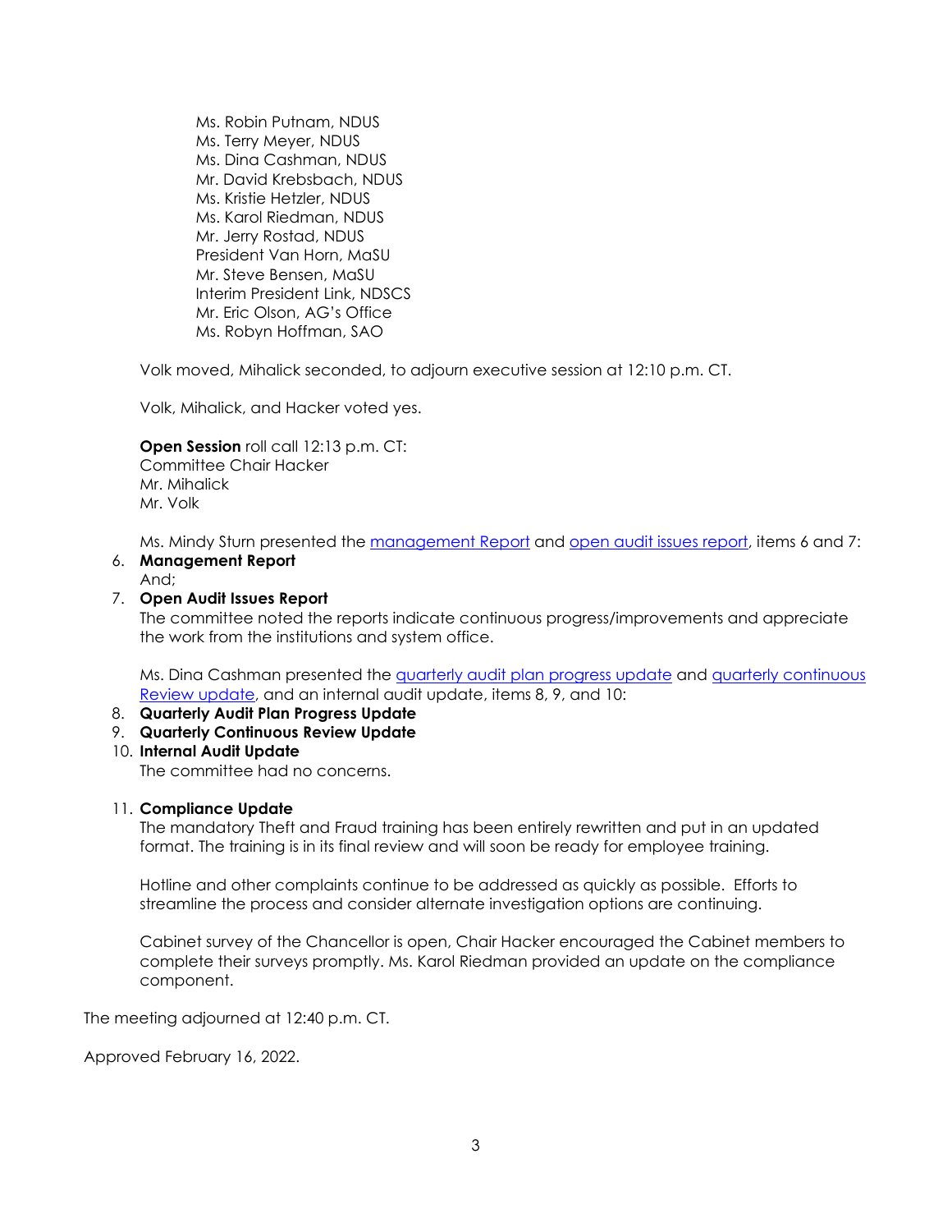Ms. Robin Putnam, NDUS
Ms. Terry Meyer, NDUS
Ms. Dina Cashman, NDUS
Mr. David Krebsbach, NDUS
Ms. Kristie Hetzler, NDUS
Ms. Karol Riedman, NDUS
Mr. Jerry Rostad, NDUS
President Van Horn, MaSU
Mr. Steve Bensen, MaSU
Interim President Link, NDSCS
Mr. Eric Olson, AG's Office
Ms. Robyn Hoffman, SAO

Volk moved, Mihalick seconded, to adjourn executive session at 12:10 p.m. CT.

Volk, Mihalick, and Hacker voted yes.

**Open Session** roll call 12:13 p.m. CT:
Committee Chair Hacker
Mr. Mihalick
Mr. Volk

Ms. Mindy Sturn presented the management Report and open audit issues report, items 6 and 7:

6. **Management Report**
   And;
7. **Open Audit Issues Report**
   The committee noted the reports indicate continuous progress/improvements and appreciate the work from the institutions and system office.

   Ms. Dina Cashman presented the quarterly audit plan progress update and quarterly continuous Review update, and an internal audit update, items 8, 9, and 10:
8. **Quarterly Audit Plan Progress Update**
9. **Quarterly Continuous Review Update**
10. **Internal Audit Update**
    The committee had no concerns.

11. **Compliance Update**
    The mandatory Theft and Fraud training has been entirely rewritten and put in an updated format. The training is in its final review and will soon be ready for employee training.

    Hotline and other complaints continue to be addressed as quickly as possible. Efforts to streamline the process and consider alternate investigation options are continuing.

    Cabinet survey of the Chancellor is open, Chair Hacker encouraged the Cabinet members to complete their surveys promptly. Ms. Karol Riedman provided an update on the compliance component.

The meeting adjourned at 12:40 p.m. CT.

Approved February 16, 2022.